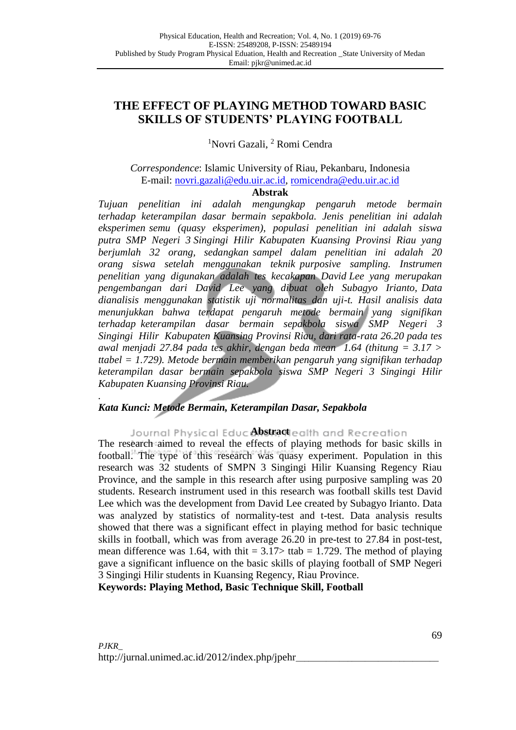# THE EFFECT OF PLAYING METHOD TOWARD BASIC SKILLS OF STUDENTS' PLAYING FOOTBALL

[1]Novri Gazali, [2] Romi Cendra

*Correspondence*: Islamic University of Riau, Pekanbaru, Indonesia
E-mail: novri.gazali@edu.uir.ac.id, romicendra@edu.uir.ac.id

## Abstrak

*Tujuan penelitian ini adalah mengungkap pengaruh metode bermain terhadap keterampilan dasar bermain sepakbola. Jenis penelitian ini adalah eksperimen semu (quasy eksperimen), populasi penelitian ini adalah siswa putra SMP Negeri 3 Singingi Hilir Kabupaten Kuansing Provinsi Riau yang berjumlah 32 orang, sedangkan sampel dalam penelitian ini adalah 20 orang siswa setelah menggunakan teknik purposive sampling. Instrumen penelitian yang digunakan adalah tes kecakapan David Lee yang merupakan pengembangan dari David Lee yang dibuat oleh Subagyo Irianto, Data dianalisis menggunakan statistik uji normalitas dan uji-t. Hasil analisis data menunjukkan bahwa terdapat pengaruh metode bermain yang signifikan terhadap keterampilan dasar bermain sepakbola siswa SMP Negeri 3 Singingi Hilir Kabupaten Kuansing Provinsi Riau, dari rata-rata 26.20 pada tes awal menjadi 27.84 pada tes akhir, dengan beda mean 1.64 (thitung = 3.17 > ttabel = 1.729). Metode bermain memberikan pengaruh yang signifikan terhadap keterampilan dasar bermain sepakbola siswa SMP Negeri 3 Singingi Hilir Kabupaten Kuansing Provinsi Riau.*

.

***Kata Kunci: Metode Bermain, Keterampilan Dasar, Sepakbola***

## Abstract

The research aimed to reveal the effects of playing methods for basic skills in football. The type of this research was quasy experiment. Population in this research was 32 students of SMPN 3 Singingi Hilir Kuansing Regency Riau Province, and the sample in this research after using purposive sampling was 20 students. Research instrument used in this research was football skills test David Lee which was the development from David Lee created by Subagyo Irianto. Data was analyzed by statistics of normality-test and t-test. Data analysis results showed that there was a significant effect in playing method for basic technique skills in football, which was from average 26.20 in pre-test to 27.84 in post-test, mean difference was 1.64, with thit = 3.17> ttab = 1.729. The method of playing gave a significant influence on the basic skills of playing football of SMP Negeri 3 Singingi Hilir students in Kuansing Regency, Riau Province.

**Keywords: Playing Method, Basic Technique Skill, Football**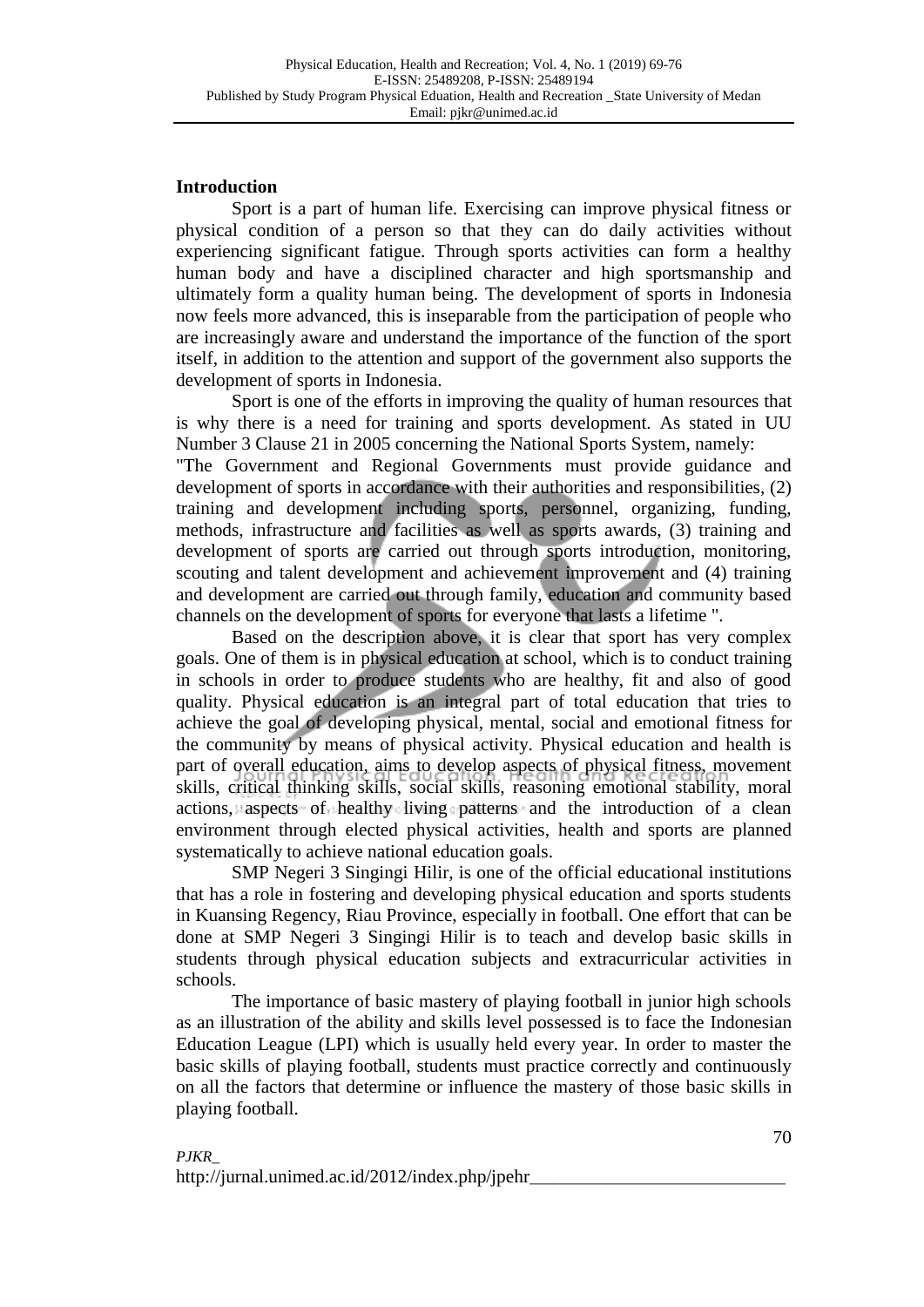## Introduction

Sport is a part of human life. Exercising can improve physical fitness or physical condition of a person so that they can do daily activities without experiencing significant fatigue. Through sports activities can form a healthy human body and have a disciplined character and high sportsmanship and ultimately form a quality human being. The development of sports in Indonesia now feels more advanced, this is inseparable from the participation of people who are increasingly aware and understand the importance of the function of the sport itself, in addition to the attention and support of the government also supports the development of sports in Indonesia.

Sport is one of the efforts in improving the quality of human resources that is why there is a need for training and sports development. As stated in UU Number 3 Clause 21 in 2005 concerning the National Sports System, namely:

"The Government and Regional Governments must provide guidance and development of sports in accordance with their authorities and responsibilities, (2) training and development including sports, personnel, organizing, funding, methods, infrastructure and facilities as well as sports awards, (3) training and development of sports are carried out through sports introduction, monitoring, scouting and talent development and achievement improvement and (4) training and development are carried out through family, education and community based channels on the development of sports for everyone that lasts a lifetime ".

Based on the description above, it is clear that sport has very complex goals. One of them is in physical education at school, which is to conduct training in schools in order to produce students who are healthy, fit and also of good quality. Physical education is an integral part of total education that tries to achieve the goal of developing physical, mental, social and emotional fitness for the community by means of physical activity. Physical education and health is part of overall education, aims to develop aspects of physical fitness, movement skills, critical thinking skills, social skills, reasoning emotional stability, moral actions, aspects of healthy living patterns and the introduction of a clean environment through elected physical activities, health and sports are planned systematically to achieve national education goals.

SMP Negeri 3 Singingi Hilir, is one of the official educational institutions that has a role in fostering and developing physical education and sports students in Kuansing Regency, Riau Province, especially in football. One effort that can be done at SMP Negeri 3 Singingi Hilir is to teach and develop basic skills in students through physical education subjects and extracurricular activities in schools.

The importance of basic mastery of playing football in junior high schools as an illustration of the ability and skills level possessed is to face the Indonesian Education League (LPI) which is usually held every year. In order to master the basic skills of playing football, students must practice correctly and continuously on all the factors that determine or influence the mastery of those basic skills in playing football.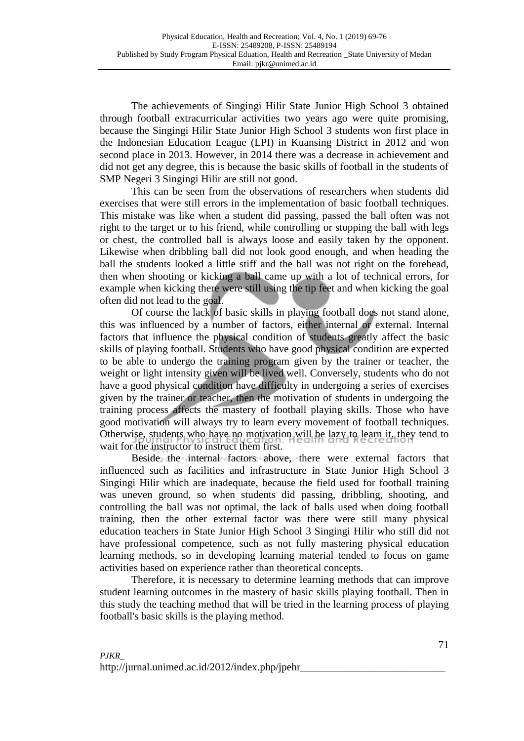The achievements of Singingi Hilir State Junior High School 3 obtained through football extracurricular activities two years ago were quite promising, because the Singingi Hilir State Junior High School 3 students won first place in the Indonesian Education League (LPI) in Kuansing District in 2012 and won second place in 2013. However, in 2014 there was a decrease in achievement and did not get any degree, this is because the basic skills of football in the students of SMP Negeri 3 Singingi Hilir are still not good.

This can be seen from the observations of researchers when students did exercises that were still errors in the implementation of basic football techniques. This mistake was like when a student did passing, passed the ball often was not right to the target or to his friend, while controlling or stopping the ball with legs or chest, the controlled ball is always loose and easily taken by the opponent. Likewise when dribbling ball did not look good enough, and when heading the ball the students looked a little stiff and the ball was not right on the forehead, then when shooting or kicking a ball came up with a lot of technical errors, for example when kicking there were still using the tip feet and when kicking the goal often did not lead to the goal.

Of course the lack of basic skills in playing football does not stand alone, this was influenced by a number of factors, either internal or external. Internal factors that influence the physical condition of students greatly affect the basic skills of playing football. Students who have good physical condition are expected to be able to undergo the training program given by the trainer or teacher, the weight or light intensity given will be lived well. Conversely, students who do not have a good physical condition have difficulty in undergoing a series of exercises given by the trainer or teacher, then the motivation of students in undergoing the training process affects the mastery of football playing skills. Those who have good motivation will always try to learn every movement of football techniques. Otherwise, students who have no motivation will be lazy to learn it, they tend to wait for the instructor to instruct them first.

Beside the internal factors above, there were external factors that influenced such as facilities and infrastructure in State Junior High School 3 Singingi Hilir which are inadequate, because the field used for football training was uneven ground, so when students did passing, dribbling, shooting, and controlling the ball was not optimal, the lack of balls used when doing football training, then the other external factor was there were still many physical education teachers in State Junior High School 3 Singingi Hilir who still did not have professional competence, such as not fully mastering physical education learning methods, so in developing learning material tended to focus on game activities based on experience rather than theoretical concepts.

Therefore, it is necessary to determine learning methods that can improve student learning outcomes in the mastery of basic skills playing football. Then in this study the teaching method that will be tried in the learning process of playing football's basic skills is the playing method.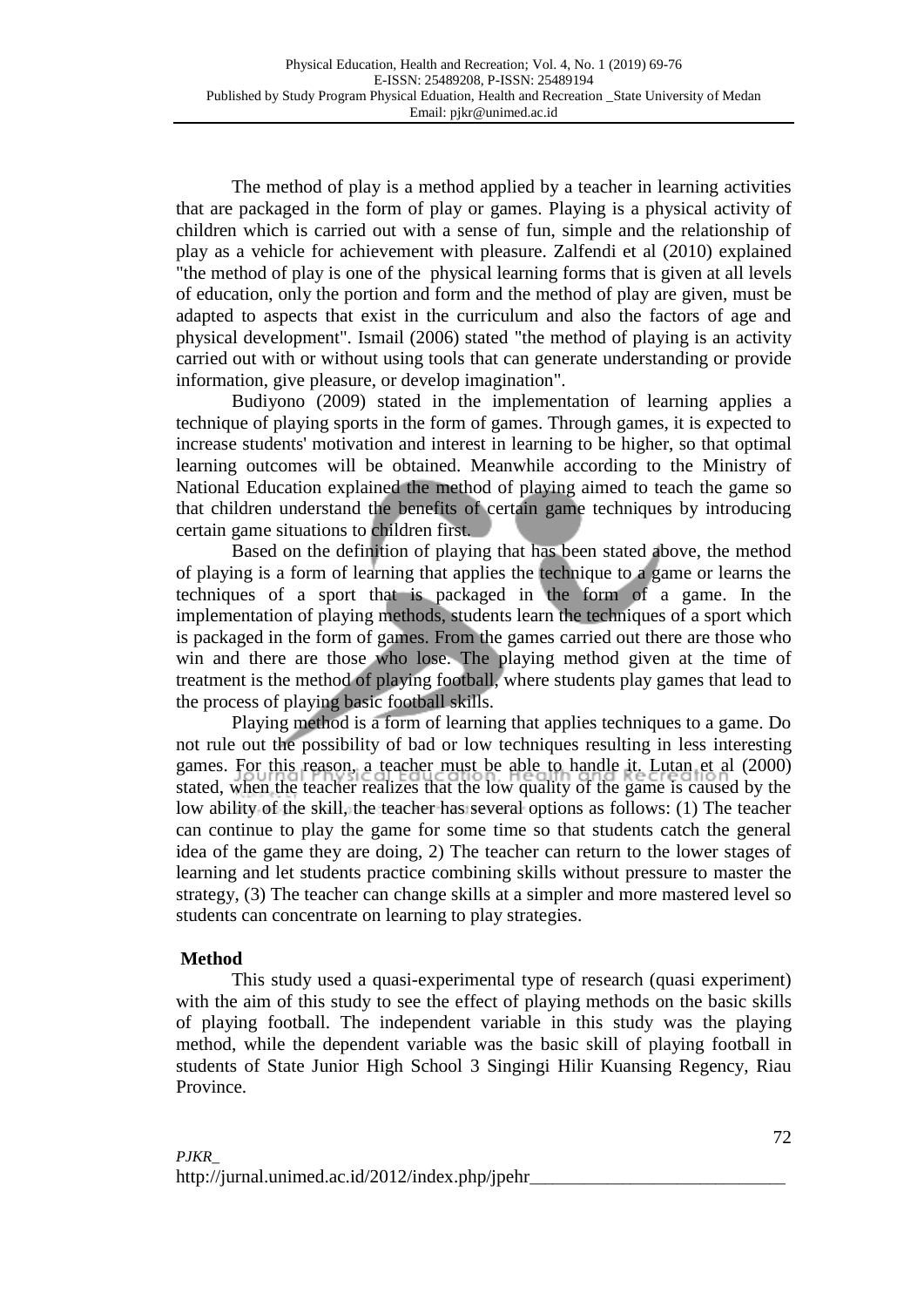The method of play is a method applied by a teacher in learning activities that are packaged in the form of play or games. Playing is a physical activity of children which is carried out with a sense of fun, simple and the relationship of play as a vehicle for achievement with pleasure. Zalfendi et al (2010) explained "the method of play is one of the physical learning forms that is given at all levels of education, only the portion and form and the method of play are given, must be adapted to aspects that exist in the curriculum and also the factors of age and physical development". Ismail (2006) stated "the method of playing is an activity carried out with or without using tools that can generate understanding or provide information, give pleasure, or develop imagination".

Budiyono (2009) stated in the implementation of learning applies a technique of playing sports in the form of games. Through games, it is expected to increase students' motivation and interest in learning to be higher, so that optimal learning outcomes will be obtained. Meanwhile according to the Ministry of National Education explained the method of playing aimed to teach the game so that children understand the benefits of certain game techniques by introducing certain game situations to children first.

Based on the definition of playing that has been stated above, the method of playing is a form of learning that applies the technique to a game or learns the techniques of a sport that is packaged in the form of a game. In the implementation of playing methods, students learn the techniques of a sport which is packaged in the form of games. From the games carried out there are those who win and there are those who lose. The playing method given at the time of treatment is the method of playing football, where students play games that lead to the process of playing basic football skills.

Playing method is a form of learning that applies techniques to a game. Do not rule out the possibility of bad or low techniques resulting in less interesting games. For this reason, a teacher must be able to handle it. Lutan et al (2000) stated, when the teacher realizes that the low quality of the game is caused by the low ability of the skill, the teacher has several options as follows: (1) The teacher can continue to play the game for some time so that students catch the general idea of the game they are doing, 2) The teacher can return to the lower stages of learning and let students practice combining skills without pressure to master the strategy, (3) The teacher can change skills at a simpler and more mastered level so students can concentrate on learning to play strategies.

## Method

This study used a quasi-experimental type of research (quasi experiment) with the aim of this study to see the effect of playing methods on the basic skills of playing football. The independent variable in this study was the playing method, while the dependent variable was the basic skill of playing football in students of State Junior High School 3 Singingi Hilir Kuansing Regency, Riau Province.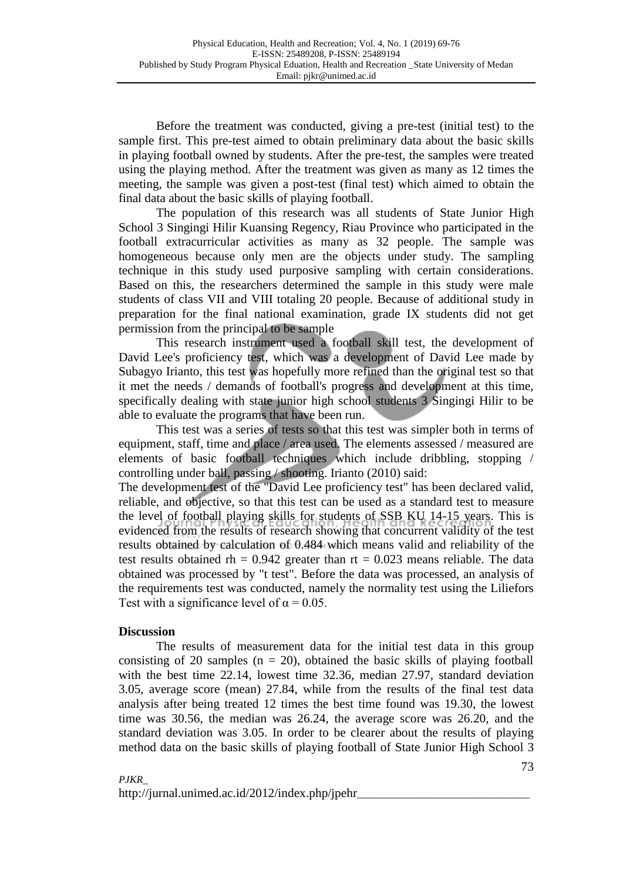Before the treatment was conducted, giving a pre-test (initial test) to the sample first. This pre-test aimed to obtain preliminary data about the basic skills in playing football owned by students. After the pre-test, the samples were treated using the playing method. After the treatment was given as many as 12 times the meeting, the sample was given a post-test (final test) which aimed to obtain the final data about the basic skills of playing football.

The population of this research was all students of State Junior High School 3 Singingi Hilir Kuansing Regency, Riau Province who participated in the football extracurricular activities as many as 32 people. The sample was homogeneous because only men are the objects under study. The sampling technique in this study used purposive sampling with certain considerations. Based on this, the researchers determined the sample in this study were male students of class VII and VIII totaling 20 people. Because of additional study in preparation for the final national examination, grade IX students did not get permission from the principal to be sample

This research instrument used a football skill test, the development of David Lee's proficiency test, which was a development of David Lee made by Subagyo Irianto, this test was hopefully more refined than the original test so that it met the needs / demands of football's progress and development at this time, specifically dealing with state junior high school students 3 Singingi Hilir to be able to evaluate the programs that have been run.

This test was a series of tests so that this test was simpler both in terms of equipment, staff, time and place / area used. The elements assessed / measured are elements of basic football techniques which include dribbling, stopping / controlling under ball, passing / shooting. Irianto (2010) said:

The development test of the "David Lee proficiency test" has been declared valid, reliable, and objective, so that this test can be used as a standard test to measure the level of football playing skills for students of SSB KU 14-15 years. This is evidenced from the results of research showing that concurrent validity of the test results obtained by calculation of 0.484 which means valid and reliability of the test results obtained rh = 0.942 greater than rt = 0.023 means reliable. The data obtained was processed by "t test". Before the data was processed, an analysis of the requirements test was conducted, namely the normality test using the Liliefors Test with a significance level of $\alpha = 0.05$.

## Discussion

The results of measurement data for the initial test data in this group consisting of 20 samples (n = 20), obtained the basic skills of playing football with the best time 22.14, lowest time 32.36, median 27.97, standard deviation 3.05, average score (mean) 27.84, while from the results of the final test data analysis after being treated 12 times the best time found was 19.30, the lowest time was 30.56, the median was 26.24, the average score was 26.20, and the standard deviation was 3.05. In order to be clearer about the results of playing method data on the basic skills of playing football of State Junior High School 3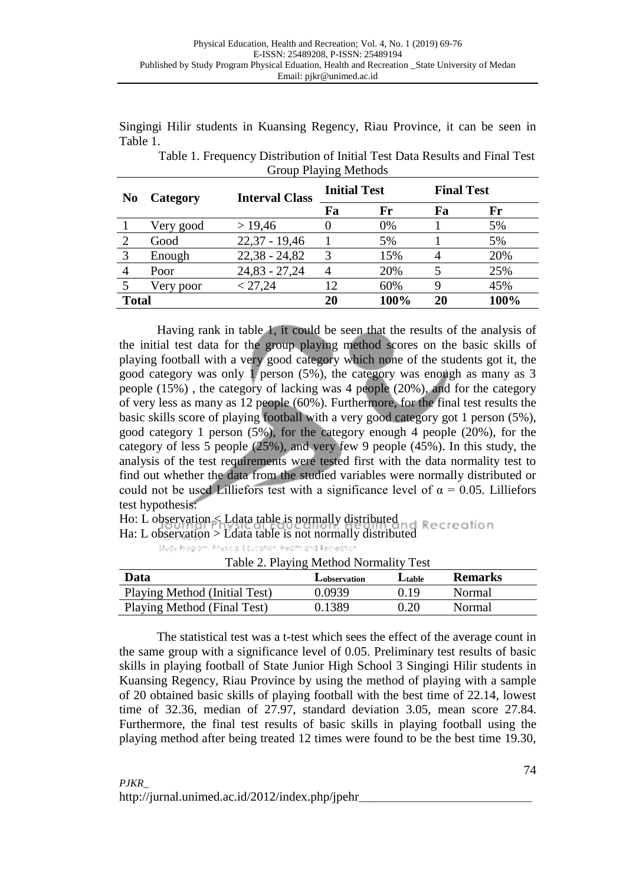Singingi Hilir students in Kuansing Regency, Riau Province, it can be seen in Table 1.

Table 1. Frequency Distribution of Initial Test Data Results and Final Test Group Playing Methods

| No | Category | Interval Class | Initial Test | | Final Test | |
|---|---|---|---|---|---|---|
| | | | Fa | Fr | Fa | Fr |
| 1 | Very good | > 19,46 | 0 | 0% | 1 | 5% |
| 2 | Good | 22,37 - 19,46 | 1 | 5% | 1 | 5% |
| 3 | Enough | 22,38 - 24,82 | 3 | 15% | 4 | 20% |
| 4 | Poor | 24,83 - 27,24 | 4 | 20% | 5 | 25% |
| 5 | Very poor | < 27,24 | 12 | 60% | 9 | 45% |
| **Total** | | | **20** | **100%** | **20** | **100%** |

Having rank in table 1, it could be seen that the results of the analysis of the initial test data for the group playing method scores on the basic skills of playing football with a very good category which none of the students got it, the good category was only 1 person (5%), the category was enough as many as 3 people (15%) , the category of lacking was 4 people (20%), and for the category of very less as many as 12 people (60%). Furthermore, for the final test results the basic skills score of playing football with a very good category got 1 person (5%), good category 1 person (5%), for the category enough 4 people (20%), for the category of less 5 people (25%), and very few 9 people (45%). In this study, the analysis of the test requirements were tested first with the data normality test to find out whether the data from the studied variables were normally distributed or could not be used Lilliefors test with a significance level of $\alpha$ = 0.05. Lilliefors test hypothesis:

Ho: L observation < Ldata table is normally distributed
Ha: L observation > Ldata table is not normally distributed

Table 2. Playing Method Normality Test

| Data | $L_{observation}$ | $L_{table}$ | Remarks |
|---|---|---|---|
| Playing Method (Initial Test) | 0.0939 | 0.19 | Normal |
| Playing Method (Final Test) | 0.1389 | 0.20 | Normal |

The statistical test was a t-test which sees the effect of the average count in the same group with a significance level of 0.05. Preliminary test results of basic skills in playing football of State Junior High School 3 Singingi Hilir students in Kuansing Regency, Riau Province by using the method of playing with a sample of 20 obtained basic skills of playing football with the best time of 22.14, lowest time of 32.36, median of 27.97, standard deviation 3.05, mean score 27.84. Furthermore, the final test results of basic skills in playing football using the playing method after being treated 12 times were found to be the best time 19.30,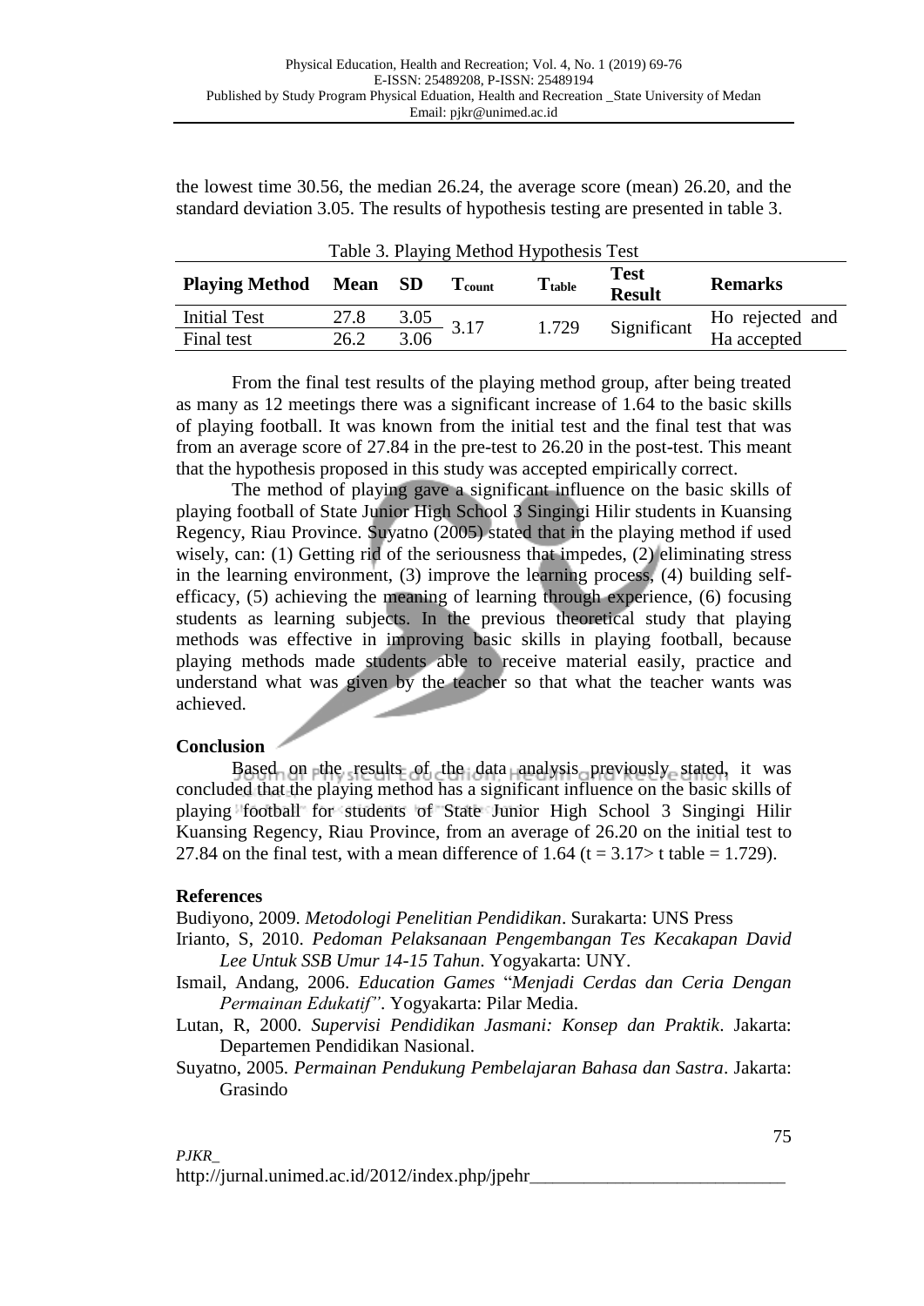the lowest time 30.56, the median 26.24, the average score (mean) 26.20, and the standard deviation 3.05. The results of hypothesis testing are presented in table 3.

Table 3. Playing Method Hypothesis Test

| Playing Method | Mean | SD | $T_{count}$ | $T_{table}$ | Test Result | Remarks |
|---|---|---|---|---|---|---|
| Initial Test | 27.8 | 3.05 | 3.17 | 1.729 | Significant | Ho rejected and Ha accepted |
| Final test | 26.2 | 3.06 | | | | |

From the final test results of the playing method group, after being treated as many as 12 meetings there was a significant increase of 1.64 to the basic skills of playing football. It was known from the initial test and the final test that was from an average score of 27.84 in the pre-test to 26.20 in the post-test. This meant that the hypothesis proposed in this study was accepted empirically correct.

The method of playing gave a significant influence on the basic skills of playing football of State Junior High School 3 Singingi Hilir students in Kuansing Regency, Riau Province. Suyatno (2005) stated that in the playing method if used wisely, can: (1) Getting rid of the seriousness that impedes, (2) eliminating stress in the learning environment, (3) improve the learning process, (4) building self-efficacy, (5) achieving the meaning of learning through experience, (6) focusing students as learning subjects. In the previous theoretical study that playing methods was effective in improving basic skills in playing football, because playing methods made students able to receive material easily, practice and understand what was given by the teacher so that what the teacher wants was achieved.

## Conclusion

Based on the results of the data analysis previously stated, it was concluded that the playing method has a significant influence on the basic skills of playing football for students of State Junior High School 3 Singingi Hilir Kuansing Regency, Riau Province, from an average of 26.20 on the initial test to 27.84 on the final test, with a mean difference of 1.64 ($t = 3.17 >$ t table $= 1.729$).

## References

Budiyono, 2009. *Metodologi Penelitian Pendidikan*. Surakarta: UNS Press

Irianto, S, 2010. *Pedoman Pelaksanaan Pengembangan Tes Kecakapan David Lee Untuk SSB Umur 14-15 Tahun*. Yogyakarta: UNY.

Ismail, Andang, 2006. *Education Games* "*Menjadi Cerdas dan Ceria Dengan Permainan Edukatif"*. Yogyakarta: Pilar Media.

Lutan, R, 2000. *Supervisi Pendidikan Jasmani: Konsep dan Praktik*. Jakarta: Departemen Pendidikan Nasional.

Suyatno, 2005. *Permainan Pendukung Pembelajaran Bahasa dan Sastra*. Jakarta: Grasindo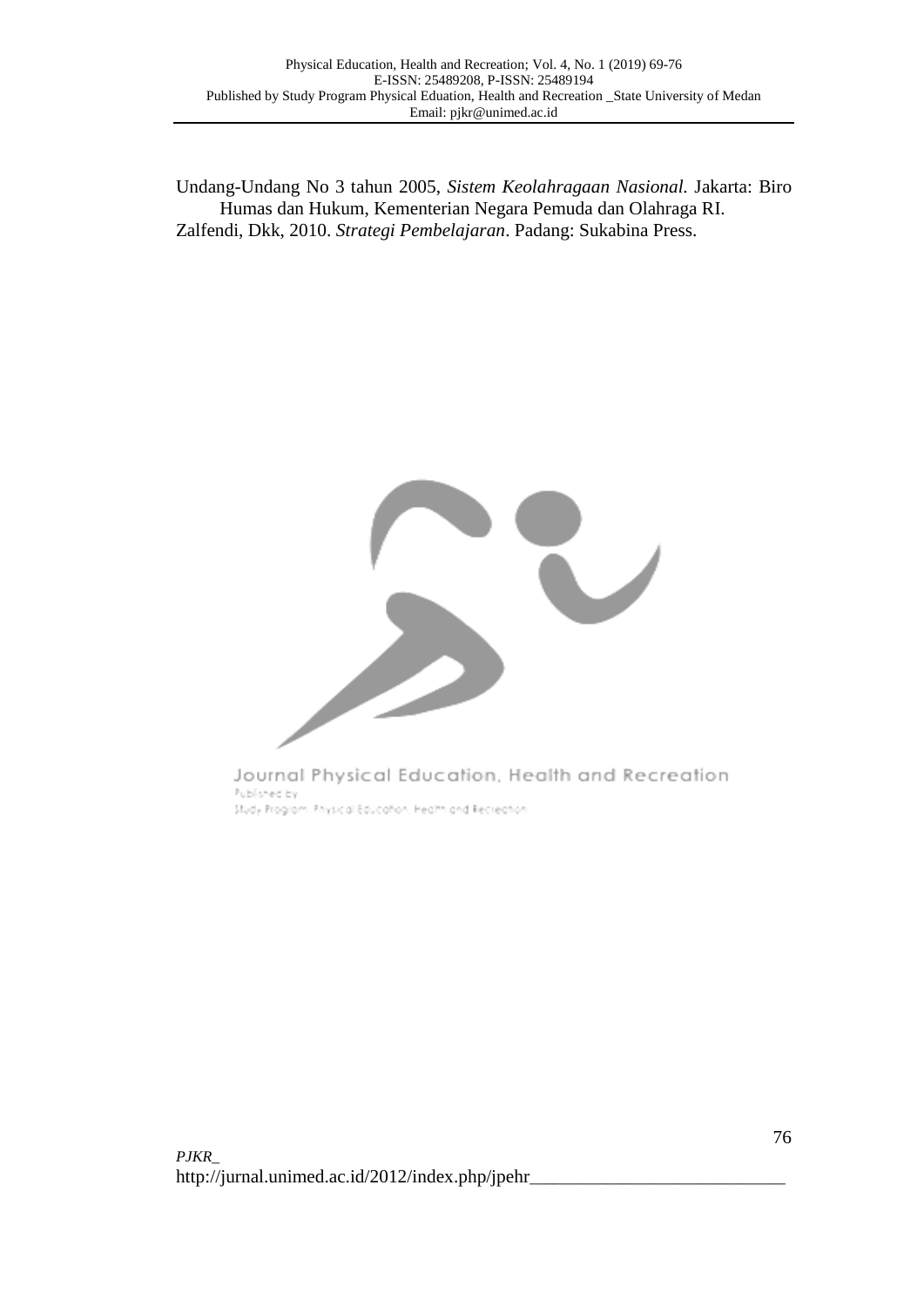Undang-Undang No 3 tahun 2005, *Sistem Keolahragaan Nasional.* Jakarta: Biro Humas dan Hukum, Kementerian Negara Pemuda dan Olahraga RI.

Zalfendi, Dkk, 2010. *Strategi Pembelajaran*. Padang: Sukabina Press.

Journal Physical Education, Health and Recreation
Published by
Study Program: Physical Education, Health and Recreation